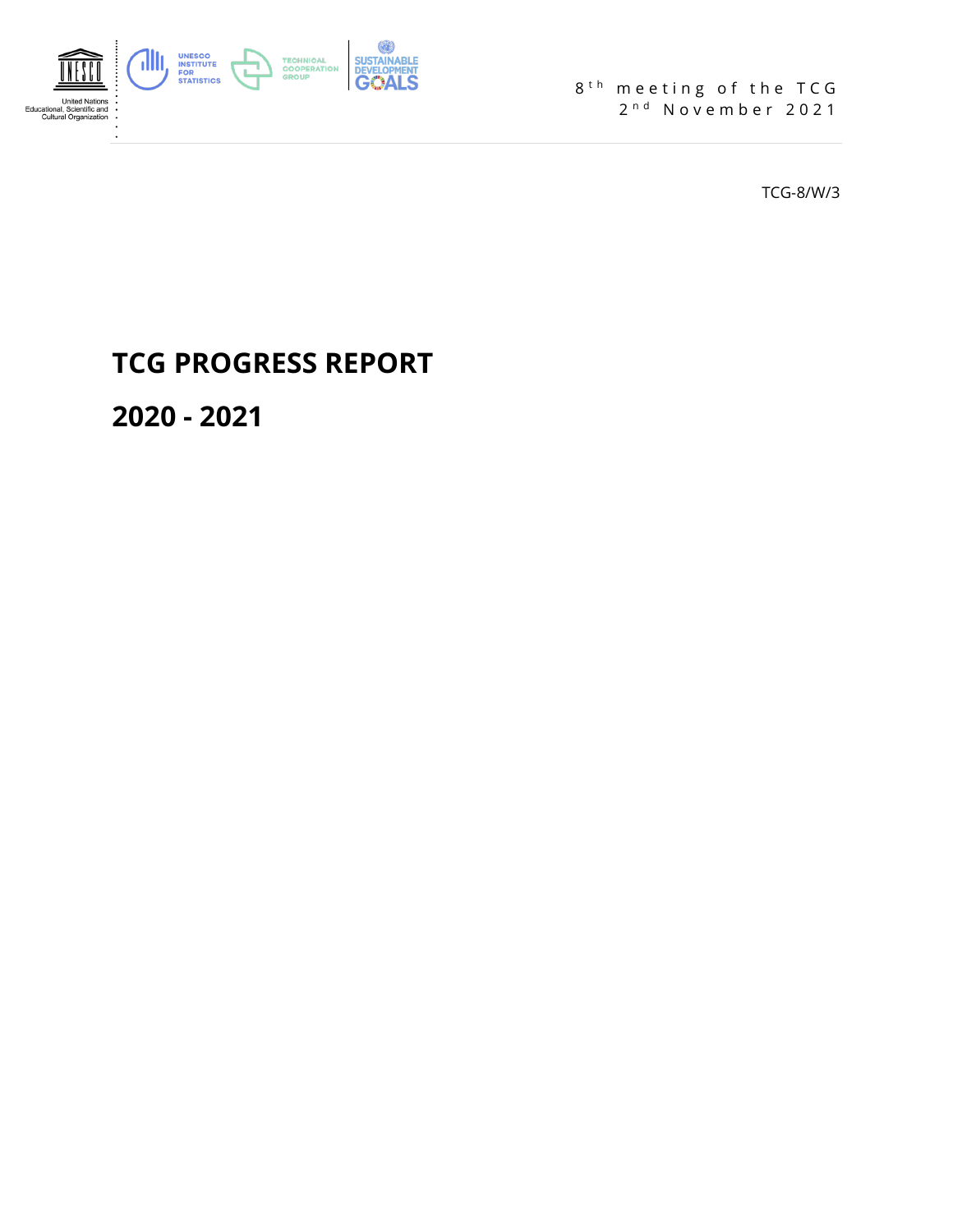8th meeting of the TCG
2nd November 2021

TCG-8/W/3

# TCG PROGRESS REPORT

# 2020 - 2021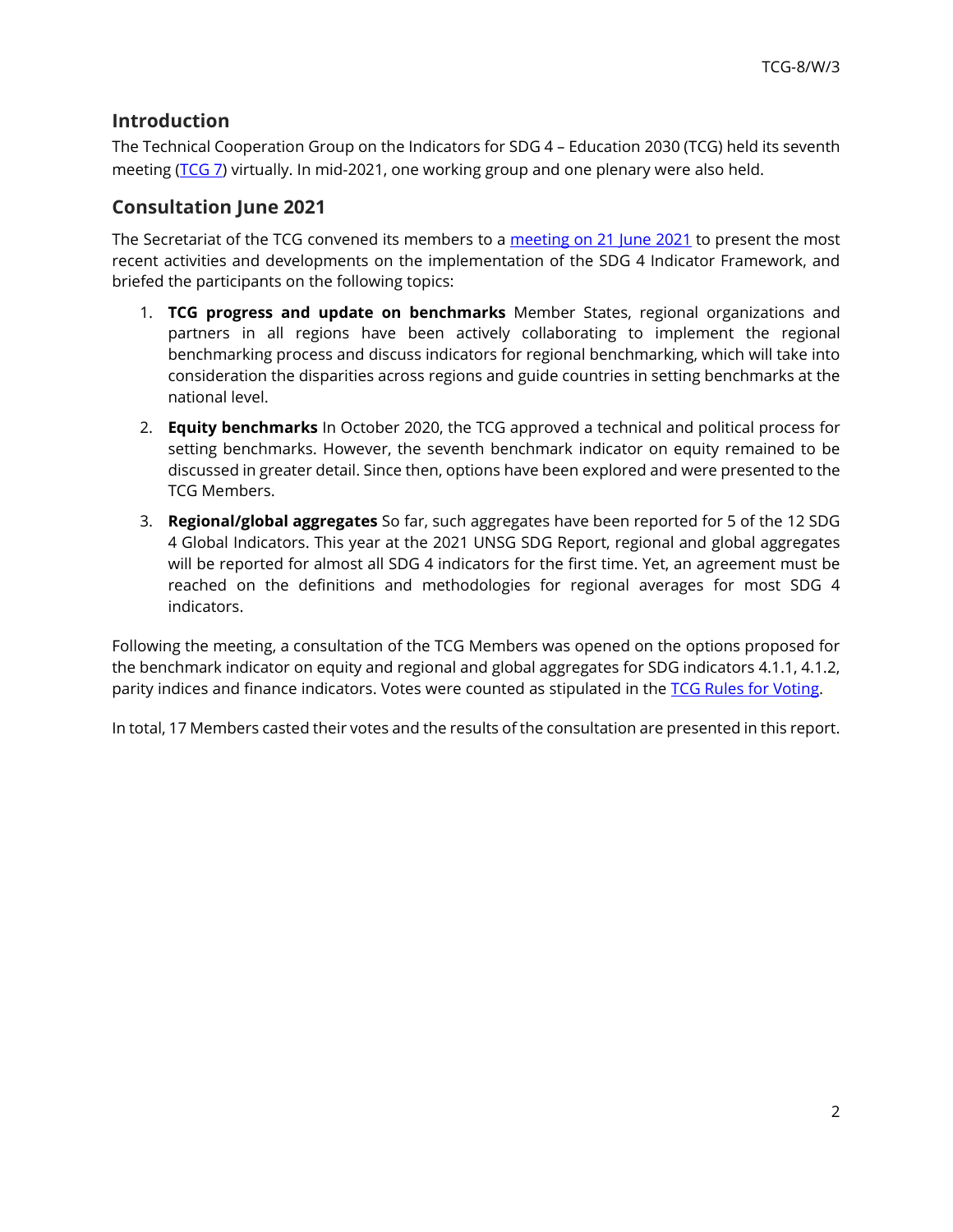## Introduction

The Technical Cooperation Group on the Indicators for SDG 4 – Education 2030 (TCG) held its seventh meeting (TCG 7) virtually. In mid-2021, one working group and one plenary were also held.

## Consultation June 2021

The Secretariat of the TCG convened its members to a meeting on 21 June 2021 to present the most recent activities and developments on the implementation of the SDG 4 Indicator Framework, and briefed the participants on the following topics:

1. **TCG progress and update on benchmarks** Member States, regional organizations and partners in all regions have been actively collaborating to implement the regional benchmarking process and discuss indicators for regional benchmarking, which will take into consideration the disparities across regions and guide countries in setting benchmarks at the national level.
2. **Equity benchmarks** In October 2020, the TCG approved a technical and political process for setting benchmarks. However, the seventh benchmark indicator on equity remained to be discussed in greater detail. Since then, options have been explored and were presented to the TCG Members.
3. **Regional/global aggregates** So far, such aggregates have been reported for 5 of the 12 SDG 4 Global Indicators. This year at the 2021 UNSG SDG Report, regional and global aggregates will be reported for almost all SDG 4 indicators for the first time. Yet, an agreement must be reached on the definitions and methodologies for regional averages for most SDG 4 indicators.

Following the meeting, a consultation of the TCG Members was opened on the options proposed for the benchmark indicator on equity and regional and global aggregates for SDG indicators 4.1.1, 4.1.2, parity indices and finance indicators. Votes were counted as stipulated in the TCG Rules for Voting.

In total, 17 Members casted their votes and the results of the consultation are presented in this report.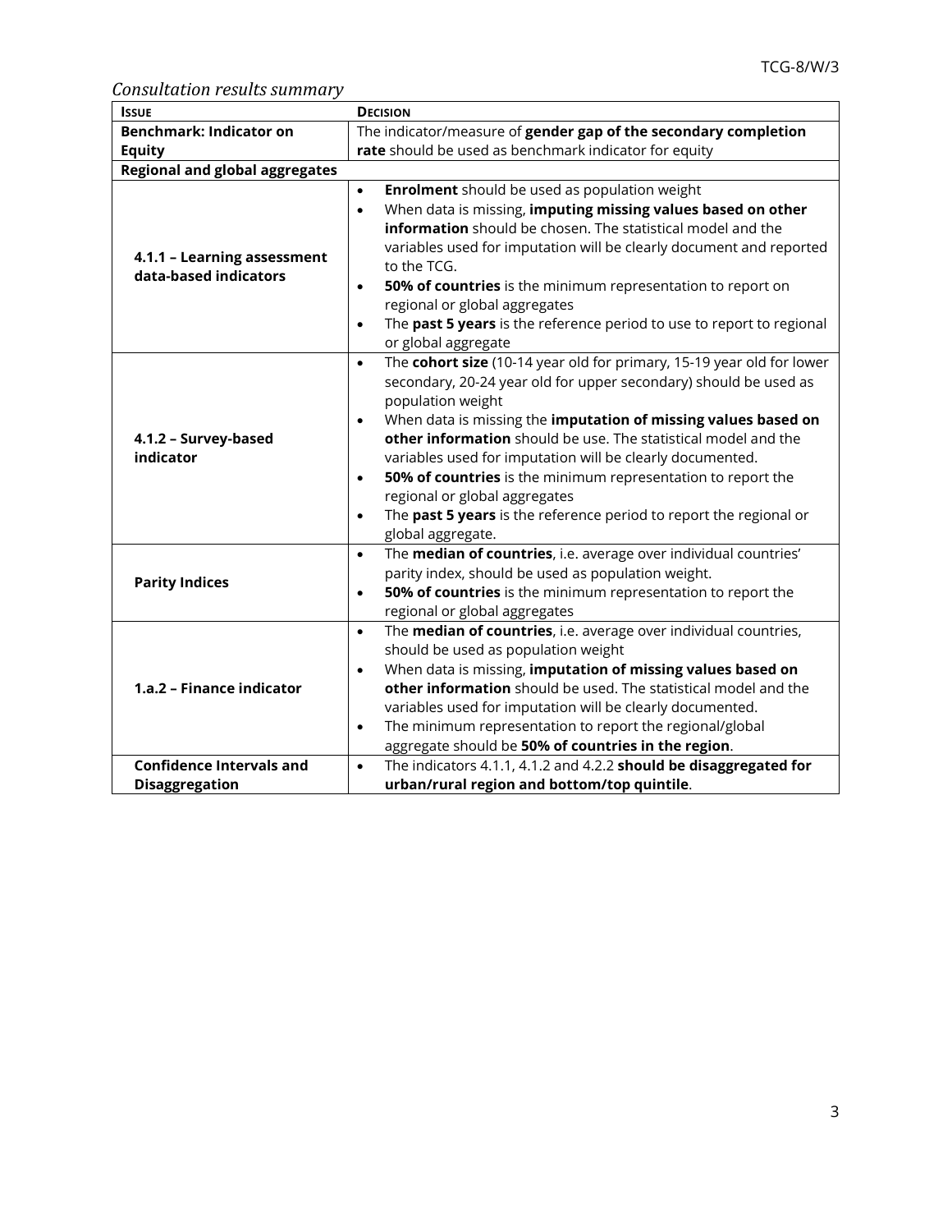*Consultation results summary*

| **Issue** | **Decision** |
|---|---|
| **Benchmark: Indicator on Equity** | The indicator/measure of **gender gap of the secondary completion rate** should be used as benchmark indicator for equity |
| **Regional and global aggregates** | |
| **4.1.1 – Learning assessment data-based indicators** | • **Enrolment** should be used as population weight<br>• When data is missing, **imputing missing values based on other information** should be chosen. The statistical model and the variables used for imputation will be clearly document and reported to the TCG.<br>• **50% of countries** is the minimum representation to report on regional or global aggregates<br>• The **past 5 years** is the reference period to use to report to regional or global aggregate |
| **4.1.2 – Survey-based indicator** | • The **cohort size** (10-14 year old for primary, 15-19 year old for lower secondary, 20-24 year old for upper secondary) should be used as population weight<br>• When data is missing the **imputation of missing values based on other information** should be use. The statistical model and the variables used for imputation will be clearly documented.<br>• **50% of countries** is the minimum representation to report the regional or global aggregates<br>• The **past 5 years** is the reference period to report the regional or global aggregate. |
| **Parity Indices** | • The **median of countries**, i.e. average over individual countries' parity index, should be used as population weight.<br>• **50% of countries** is the minimum representation to report the regional or global aggregates |
| **1.a.2 – Finance indicator** | • The **median of countries**, i.e. average over individual countries, should be used as population weight<br>• When data is missing, **imputation of missing values based on other information** should be used. The statistical model and the variables used for imputation will be clearly documented.<br>• The minimum representation to report the regional/global aggregate should be **50% of countries in the region**. |
| **Confidence Intervals and Disaggregation** | • The indicators 4.1.1, 4.1.2 and 4.2.2 **should be disaggregated for urban/rural region and bottom/top quintile**. |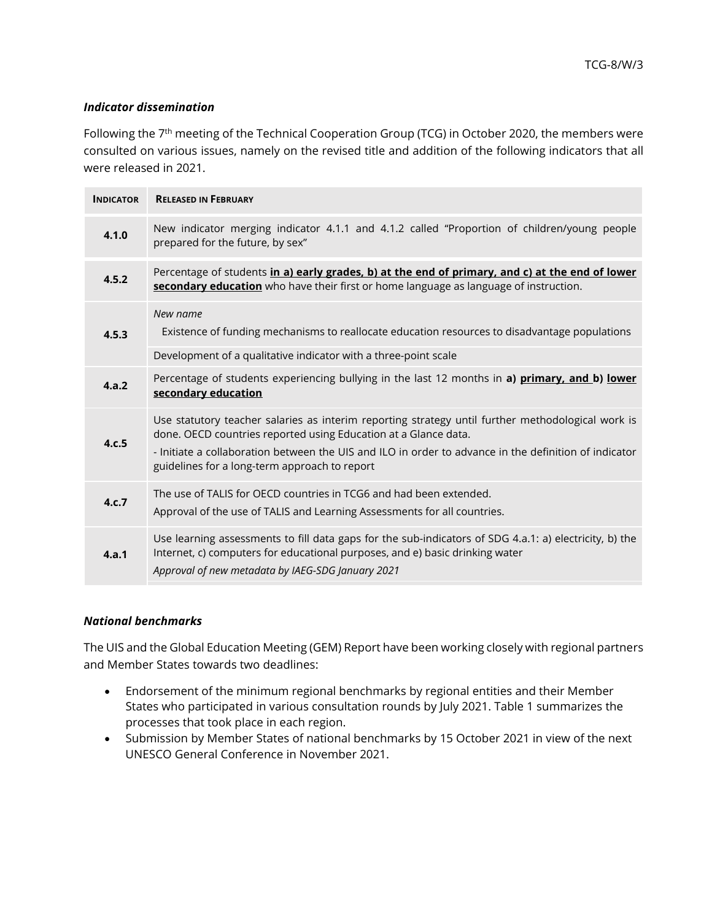### *Indicator dissemination*

Following the 7th meeting of the Technical Cooperation Group (TCG) in October 2020, the members were consulted on various issues, namely on the revised title and addition of the following indicators that all were released in 2021.

| **Indicator** | **Released in February** |
|---|---|
| **4.1.0** | New indicator merging indicator 4.1.1 and 4.1.2 called "Proportion of children/young people prepared for the future, by sex" |
| **4.5.2** | Percentage of students **<u>in a) early grades, b) at the end of primary, and c) at the end of lower secondary education</u>** who have their first or home language as language of instruction. |
| **4.5.3** | *New name*<br>Existence of funding mechanisms to reallocate education resources to disadvantage populations<br>Development of a qualitative indicator with a three-point scale |
| **4.a.2** | Percentage of students experiencing bullying in the last 12 months in **a) <u>primary, and</u> b) <u>lower secondary education</u>** |
| **4.c.5** | Use statutory teacher salaries as interim reporting strategy until further methodological work is done. OECD countries reported using Education at a Glance data.<br>- Initiate a collaboration between the UIS and ILO in order to advance in the definition of indicator guidelines for a long-term approach to report |
| **4.c.7** | The use of TALIS for OECD countries in TCG6 and had been extended.<br>Approval of the use of TALIS and Learning Assessments for all countries. |
| **4.a.1** | Use learning assessments to fill data gaps for the sub-indicators of SDG 4.a.1: a) electricity, b) the Internet, c) computers for educational purposes, and e) basic drinking water<br>*Approval of new metadata by IAEG-SDG January 2021* |

### *National benchmarks*

The UIS and the Global Education Meeting (GEM) Report have been working closely with regional partners and Member States towards two deadlines:

- Endorsement of the minimum regional benchmarks by regional entities and their Member States who participated in various consultation rounds by July 2021. Table 1 summarizes the processes that took place in each region.
- Submission by Member States of national benchmarks by 15 October 2021 in view of the next UNESCO General Conference in November 2021.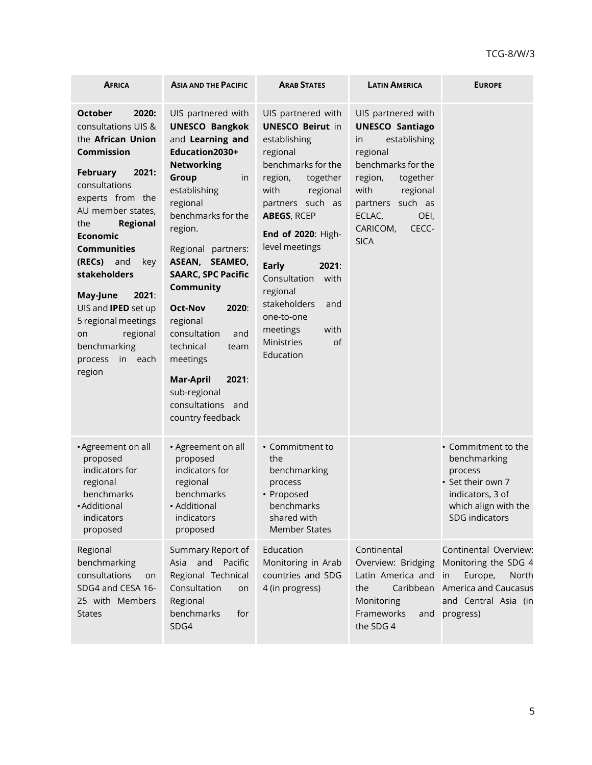| **Africa** | **Asia and the Pacific** | **Arab States** | **Latin America** | **Europe** |
|---|---|---|---|---|
| **October 2020:** consultations UIS & the **African Union Commission**<br><br>**February 2021:** consultations experts from the AU member states, the **Regional Economic Communities (RECs)** and key **stakeholders**<br><br>**May-June 2021**: UIS and **IPED** set up 5 regional meetings on regional benchmarking process in each region | UIS partnered with **UNESCO Bangkok** and **Learning and Education2030+ Networking Group** in establishing regional benchmarks for the region.<br><br>Regional partners: **ASEAN, SEAMEO, SAARC, SPC Pacific Community**<br><br>**Oct-Nov 2020**: regional consultation and technical team meetings<br><br>**Mar-April 2021**: sub-regional consultations and country feedback | UIS partnered with **UNESCO Beirut** in establishing regional benchmarks for the region, together with regional partners such as **ABEGS**, RCEP<br><br>**End of 2020**: High-level meetings<br><br>**Early 2021**: Consultation with regional stakeholders and one-to-one meetings with Ministries of Education | UIS partnered with **UNESCO Santiago** in establishing regional benchmarks for the region, together with regional partners such as ECLAC, OEI, CARICOM, CECC-SICA | |
| • Agreement on all proposed indicators for regional benchmarks<br>• Additional indicators proposed | • Agreement on all proposed indicators for regional benchmarks<br>• Additional indicators proposed | • Commitment to the benchmarking process<br>• Proposed benchmarks shared with Member States | | • Commitment to the benchmarking process<br>• Set their own 7 indicators, 3 of which align with the SDG indicators |
| Regional benchmarking consultations on SDG4 and CESA 16-25 with Members States | Summary Report of Asia and Pacific Regional Technical Consultation on Regional benchmarks for SDG4 | Education Monitoring in Arab countries and SDG 4 (in progress) | Continental Overview: Bridging Latin America and the Caribbean Monitoring Frameworks and the SDG 4 | Continental Overview: Monitoring the SDG 4 in Europe, North America and Caucasus and Central Asia (in progress) |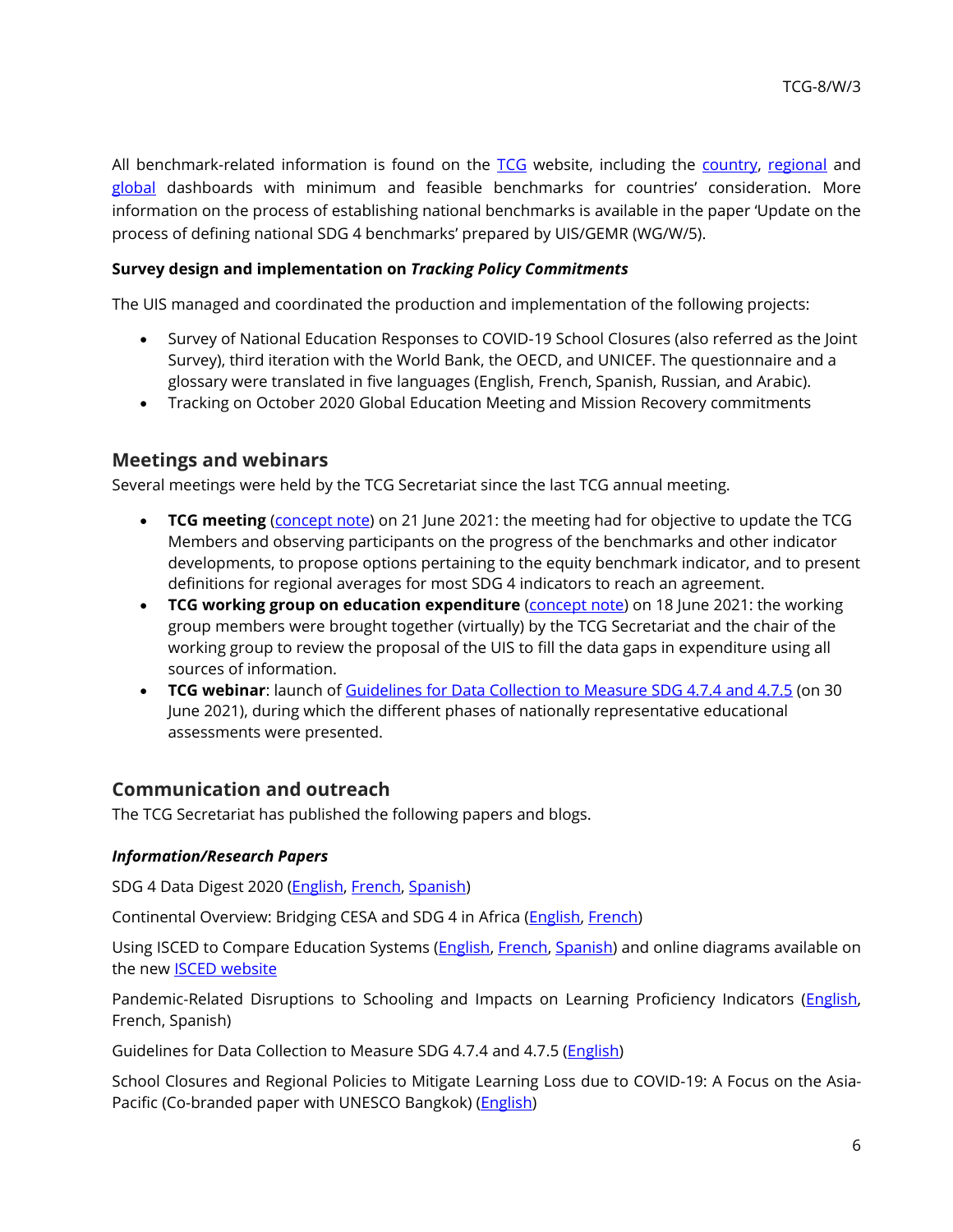All benchmark-related information is found on the TCG website, including the country, regional and global dashboards with minimum and feasible benchmarks for countries' consideration. More information on the process of establishing national benchmarks is available in the paper 'Update on the process of defining national SDG 4 benchmarks' prepared by UIS/GEMR (WG/W/5).

**Survey design and implementation on *Tracking Policy Commitments***

The UIS managed and coordinated the production and implementation of the following projects:

- Survey of National Education Responses to COVID-19 School Closures (also referred as the Joint Survey), third iteration with the World Bank, the OECD, and UNICEF. The questionnaire and a glossary were translated in five languages (English, French, Spanish, Russian, and Arabic).
- Tracking on October 2020 Global Education Meeting and Mission Recovery commitments

## Meetings and webinars

Several meetings were held by the TCG Secretariat since the last TCG annual meeting.

- **TCG meeting** (concept note) on 21 June 2021: the meeting had for objective to update the TCG Members and observing participants on the progress of the benchmarks and other indicator developments, to propose options pertaining to the equity benchmark indicator, and to present definitions for regional averages for most SDG 4 indicators to reach an agreement.
- **TCG working group on education expenditure** (concept note) on 18 June 2021: the working group members were brought together (virtually) by the TCG Secretariat and the chair of the working group to review the proposal of the UIS to fill the data gaps in expenditure using all sources of information.
- **TCG webinar**: launch of Guidelines for Data Collection to Measure SDG 4.7.4 and 4.7.5 (on 30 June 2021), during which the different phases of nationally representative educational assessments were presented.

## Communication and outreach

The TCG Secretariat has published the following papers and blogs.

***Information/Research Papers***

SDG 4 Data Digest 2020 (English, French, Spanish)

Continental Overview: Bridging CESA and SDG 4 in Africa (English, French)

Using ISCED to Compare Education Systems (English, French, Spanish) and online diagrams available on the new ISCED website

Pandemic-Related Disruptions to Schooling and Impacts on Learning Proficiency Indicators (English, French, Spanish)

Guidelines for Data Collection to Measure SDG 4.7.4 and 4.7.5 (English)

School Closures and Regional Policies to Mitigate Learning Loss due to COVID-19: A Focus on the Asia-Pacific (Co-branded paper with UNESCO Bangkok) (English)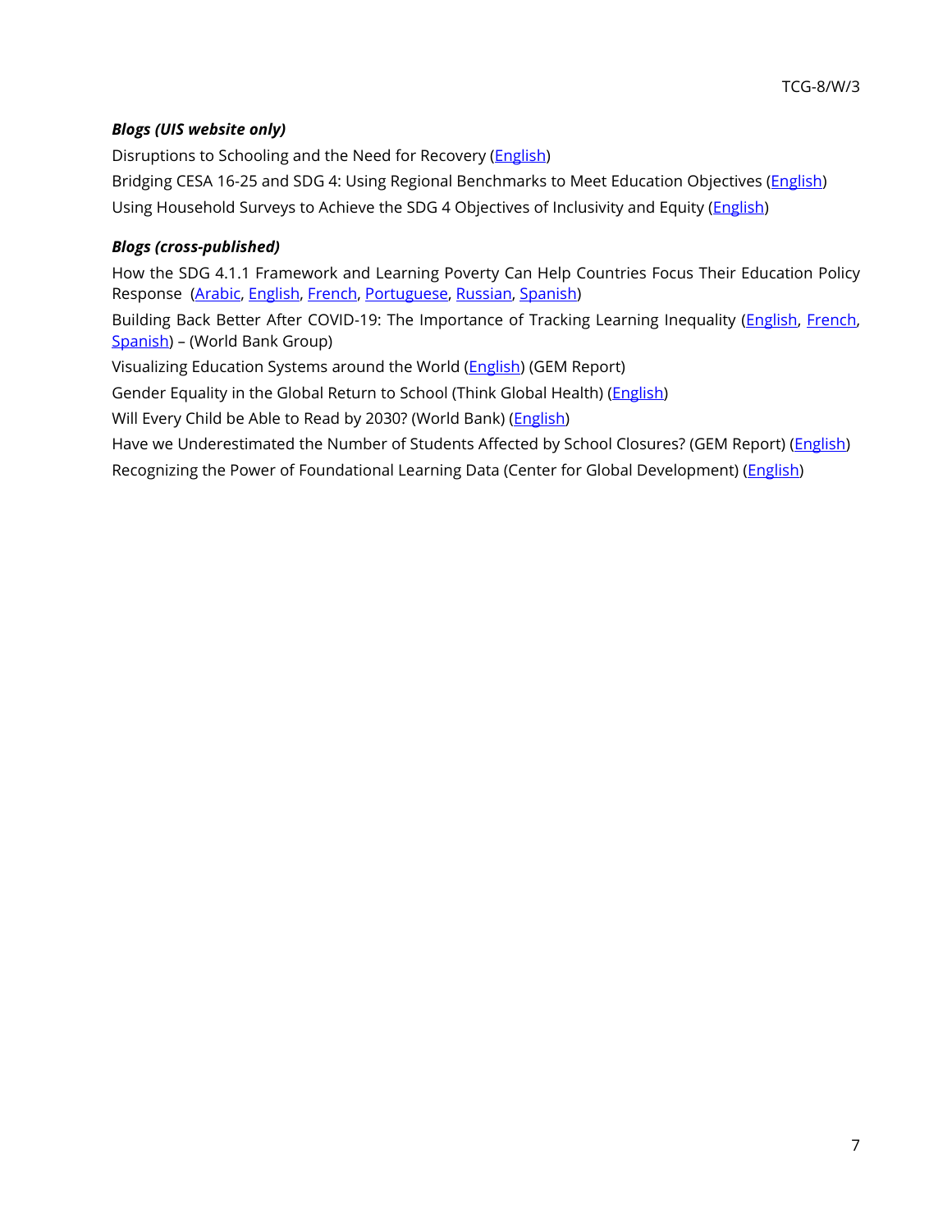***Blogs (UIS website only)***

Disruptions to Schooling and the Need for Recovery (English)

Bridging CESA 16-25 and SDG 4: Using Regional Benchmarks to Meet Education Objectives (English)

Using Household Surveys to Achieve the SDG 4 Objectives of Inclusivity and Equity (English)

***Blogs (cross-published)***

How the SDG 4.1.1 Framework and Learning Poverty Can Help Countries Focus Their Education Policy Response (Arabic, English, French, Portuguese, Russian, Spanish)

Building Back Better After COVID-19: The Importance of Tracking Learning Inequality (English, French, Spanish) – (World Bank Group)

Visualizing Education Systems around the World (English) (GEM Report)

Gender Equality in the Global Return to School (Think Global Health) (English)

Will Every Child be Able to Read by 2030? (World Bank) (English)

Have we Underestimated the Number of Students Affected by School Closures? (GEM Report) (English)

Recognizing the Power of Foundational Learning Data (Center for Global Development) (English)